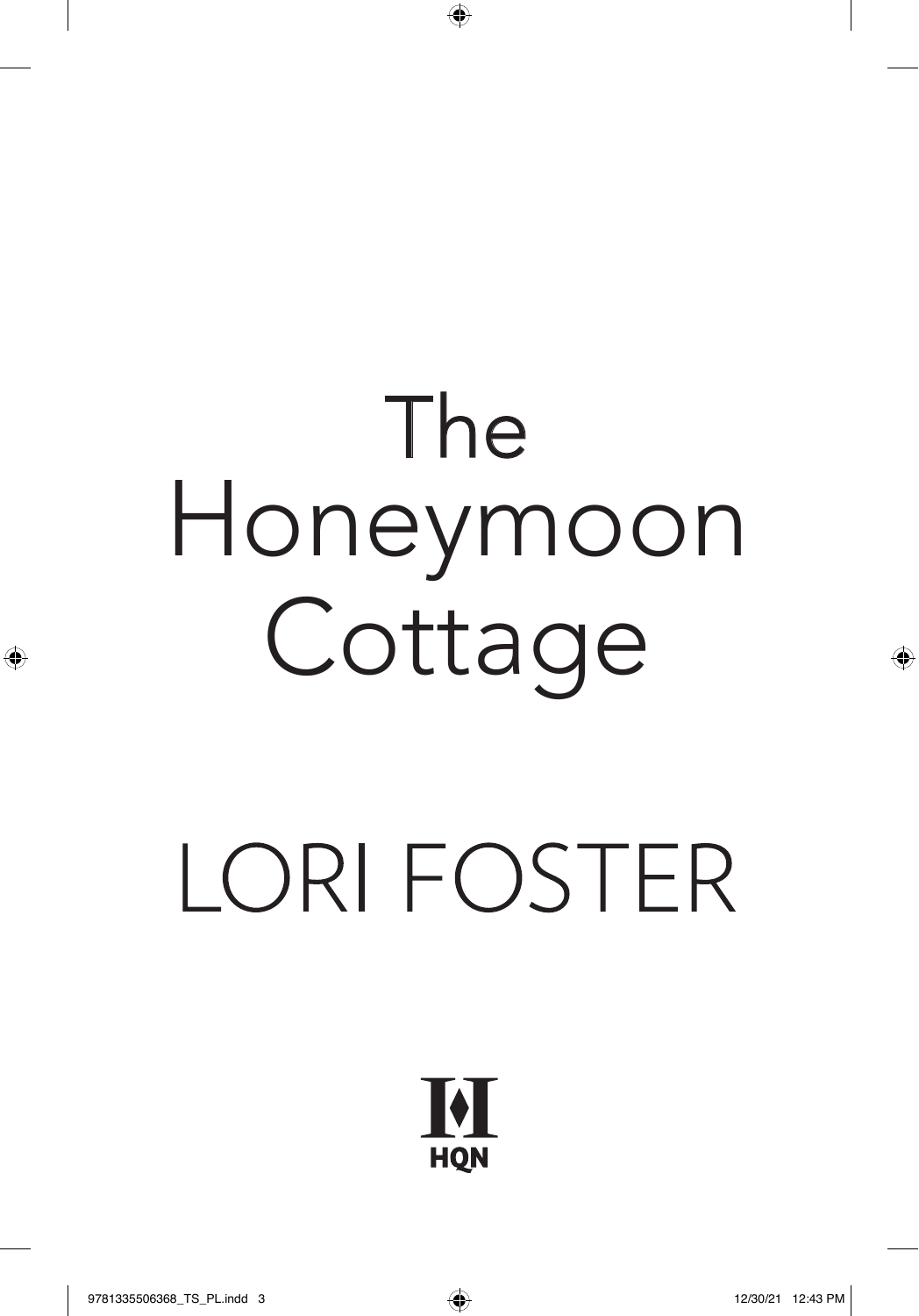# The Honeymoon Cottage

## LORI FOSTER

HQN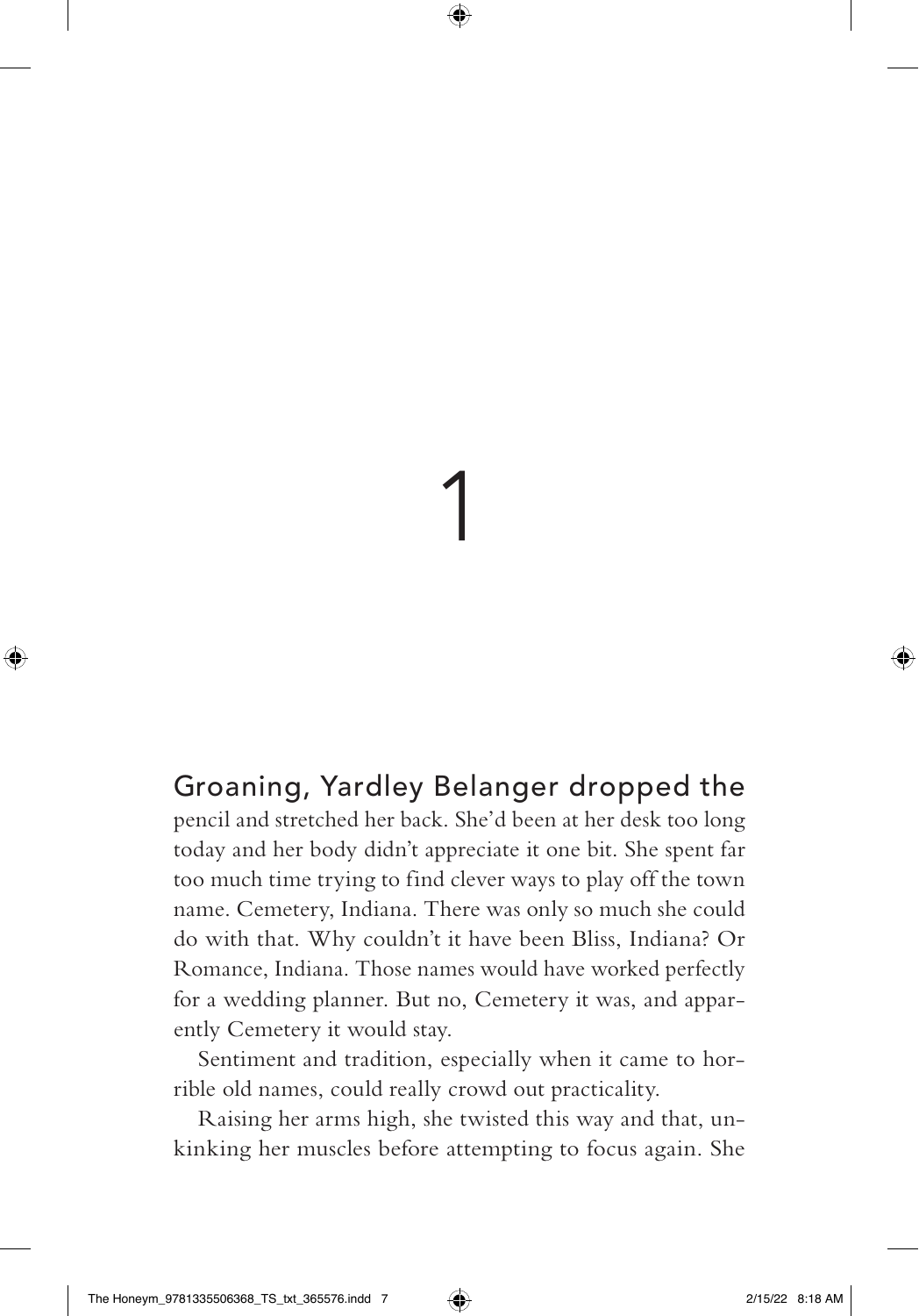# 1

Groaning, Yardley Belanger dropped the pencil and stretched her back. She'd been at her desk too long today and her body didn't appreciate it one bit. She spent far too much time trying to find clever ways to play off the town name. Cemetery, Indiana. There was only so much she could do with that. Why couldn't it have been Bliss, Indiana? Or Romance, Indiana. Those names would have worked perfectly for a wedding planner. But no, Cemetery it was, and apparently Cemetery it would stay.

Sentiment and tradition, especially when it came to horrible old names, could really crowd out practicality.

Raising her arms high, she twisted this way and that, unkinking her muscles before attempting to focus again. She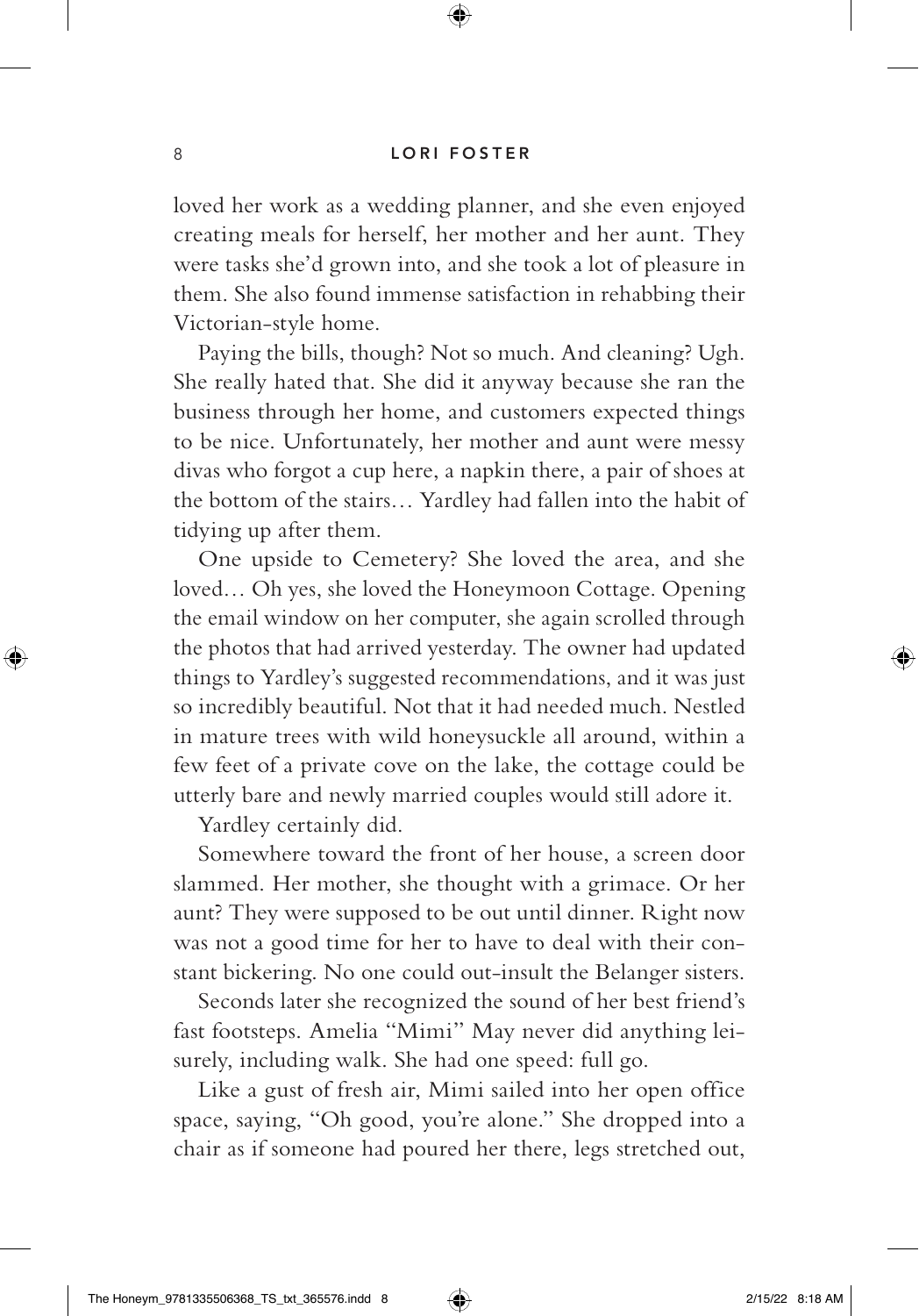loved her work as a wedding planner, and she even enjoyed creating meals for herself, her mother and her aunt. They were tasks she'd grown into, and she took a lot of pleasure in them. She also found immense satisfaction in rehabbing their Victorian-style home.

Paying the bills, though? Not so much. And cleaning? Ugh. She really hated that. She did it anyway because she ran the business through her home, and customers expected things to be nice. Unfortunately, her mother and aunt were messy divas who forgot a cup here, a napkin there, a pair of shoes at the bottom of the stairs… Yardley had fallen into the habit of tidying up after them.

One upside to Cemetery? She loved the area, and she loved… Oh yes, she loved the Honeymoon Cottage. Opening the email window on her computer, she again scrolled through the photos that had arrived yesterday. The owner had updated things to Yardley's suggested recommendations, and it was just so incredibly beautiful. Not that it had needed much. Nestled in mature trees with wild honeysuckle all around, within a few feet of a private cove on the lake, the cottage could be utterly bare and newly married couples would still adore it.

Yardley certainly did.

Somewhere toward the front of her house, a screen door slammed. Her mother, she thought with a grimace. Or her aunt? They were supposed to be out until dinner. Right now was not a good time for her to have to deal with their constant bickering. No one could out-insult the Belanger sisters.

Seconds later she recognized the sound of her best friend's fast footsteps. Amelia "Mimi" May never did anything leisurely, including walk. She had one speed: full go.

Like a gust of fresh air, Mimi sailed into her open office space, saying, "Oh good, you're alone." She dropped into a chair as if someone had poured her there, legs stretched out,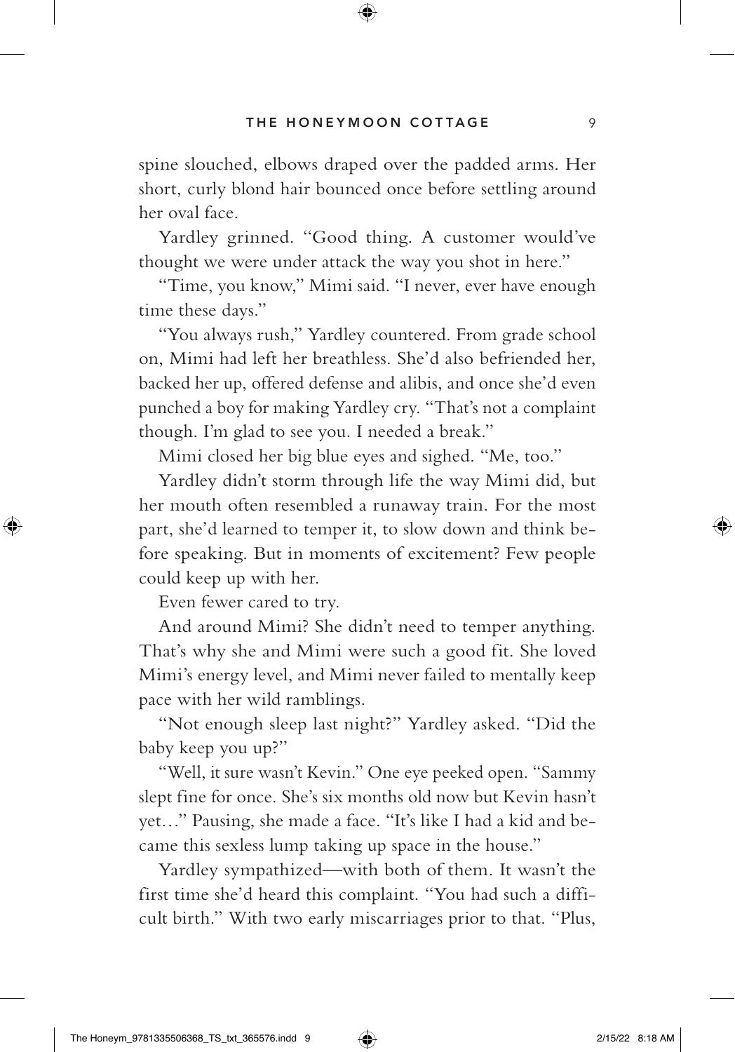spine slouched, elbows draped over the padded arms. Her short, curly blond hair bounced once before settling around her oval face.

Yardley grinned. "Good thing. A customer would've thought we were under attack the way you shot in here."

"Time, you know," Mimi said. "I never, ever have enough time these days."

"You always rush," Yardley countered. From grade school on, Mimi had left her breathless. She'd also befriended her, backed her up, offered defense and alibis, and once she'd even punched a boy for making Yardley cry. "That's not a complaint though. I'm glad to see you. I needed a break."

Mimi closed her big blue eyes and sighed. "Me, too."

Yardley didn't storm through life the way Mimi did, but her mouth often resembled a runaway train. For the most part, she'd learned to temper it, to slow down and think before speaking. But in moments of excitement? Few people could keep up with her.

Even fewer cared to try.

And around Mimi? She didn't need to temper anything. That's why she and Mimi were such a good fit. She loved Mimi's energy level, and Mimi never failed to mentally keep pace with her wild ramblings.

"Not enough sleep last night?" Yardley asked. "Did the baby keep you up?"

"Well, it sure wasn't Kevin." One eye peeked open. "Sammy slept fine for once. She's six months old now but Kevin hasn't yet…" Pausing, she made a face. "It's like I had a kid and became this sexless lump taking up space in the house."

Yardley sympathized—with both of them. It wasn't the first time she'd heard this complaint. "You had such a difficult birth." With two early miscarriages prior to that. "Plus,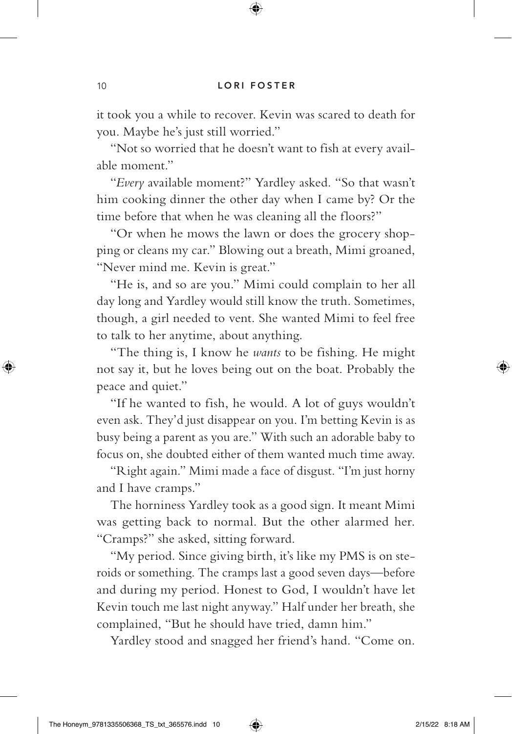it took you a while to recover. Kevin was scared to death for you. Maybe he's just still worried."

"Not so worried that he doesn't want to fish at every available moment."

"*Every* available moment?" Yardley asked. "So that wasn't him cooking dinner the other day when I came by? Or the time before that when he was cleaning all the floors?"

"Or when he mows the lawn or does the grocery shopping or cleans my car." Blowing out a breath, Mimi groaned, "Never mind me. Kevin is great."

"He is, and so are you." Mimi could complain to her all day long and Yardley would still know the truth. Sometimes, though, a girl needed to vent. She wanted Mimi to feel free to talk to her anytime, about anything.

"The thing is, I know he *wants* to be fishing. He might not say it, but he loves being out on the boat. Probably the peace and quiet."

"If he wanted to fish, he would. A lot of guys wouldn't even ask. They'd just disappear on you. I'm betting Kevin is as busy being a parent as you are." With such an adorable baby to focus on, she doubted either of them wanted much time away.

"Right again." Mimi made a face of disgust. "I'm just horny and I have cramps."

The horniness Yardley took as a good sign. It meant Mimi was getting back to normal. But the other alarmed her. "Cramps?" she asked, sitting forward.

"My period. Since giving birth, it's like my PMS is on steroids or something. The cramps last a good seven days—before and during my period. Honest to God, I wouldn't have let Kevin touch me last night anyway." Half under her breath, she complained, "But he should have tried, damn him."

Yardley stood and snagged her friend's hand. "Come on.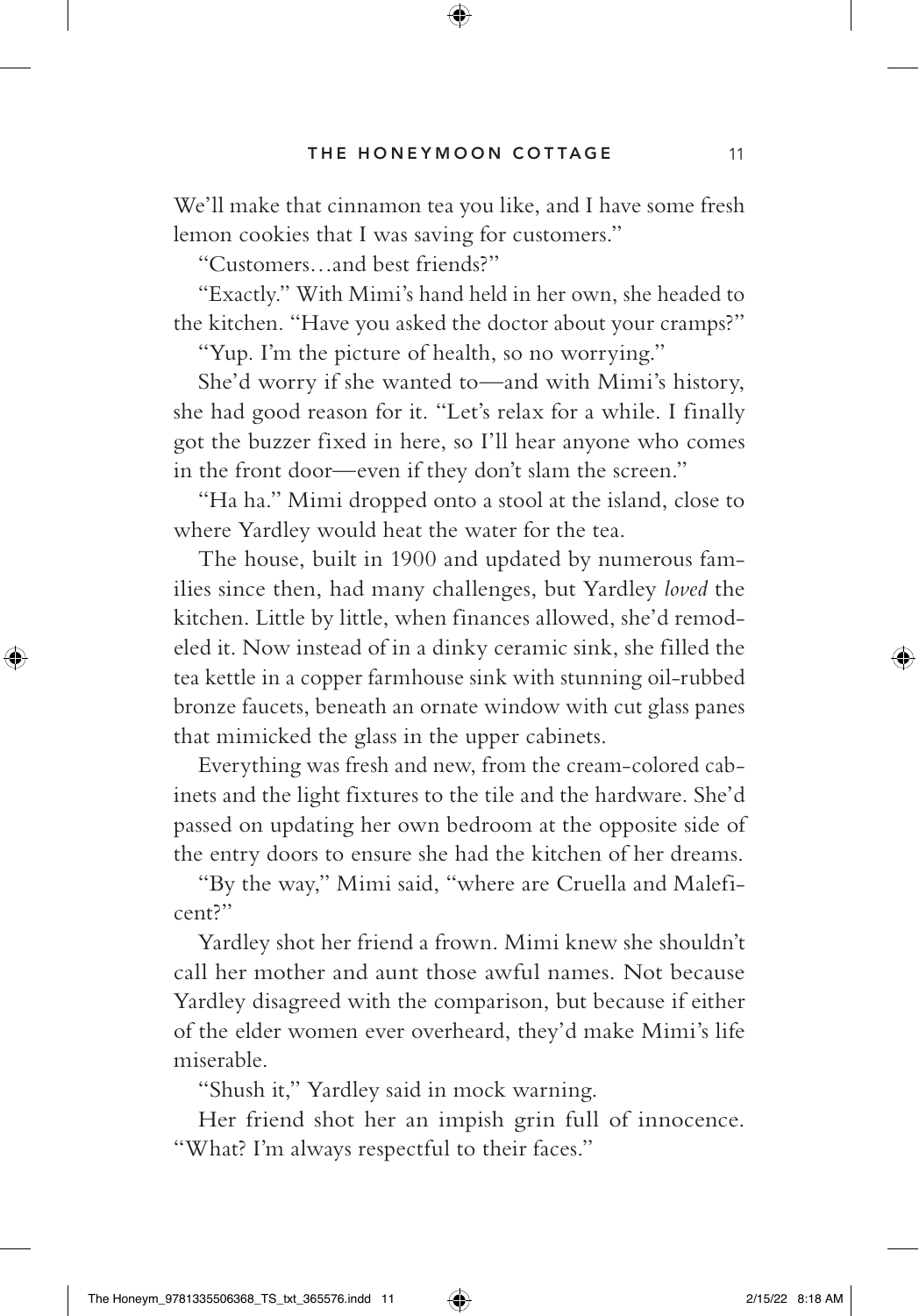We'll make that cinnamon tea you like, and I have some fresh lemon cookies that I was saving for customers."

"Customers…and best friends?"

"Exactly." With Mimi's hand held in her own, she headed to the kitchen. "Have you asked the doctor about your cramps?"

"Yup. I'm the picture of health, so no worrying."

She'd worry if she wanted to—and with Mimi's history, she had good reason for it. "Let's relax for a while. I finally got the buzzer fixed in here, so I'll hear anyone who comes in the front door—even if they don't slam the screen."

"Ha ha." Mimi dropped onto a stool at the island, close to where Yardley would heat the water for the tea.

The house, built in 1900 and updated by numerous families since then, had many challenges, but Yardley *loved* the kitchen. Little by little, when finances allowed, she'd remodeled it. Now instead of in a dinky ceramic sink, she filled the tea kettle in a copper farmhouse sink with stunning oil-rubbed bronze faucets, beneath an ornate window with cut glass panes that mimicked the glass in the upper cabinets.

Everything was fresh and new, from the cream-colored cabinets and the light fixtures to the tile and the hardware. She'd passed on updating her own bedroom at the opposite side of the entry doors to ensure she had the kitchen of her dreams.

"By the way," Mimi said, "where are Cruella and Maleficent?"

Yardley shot her friend a frown. Mimi knew she shouldn't call her mother and aunt those awful names. Not because Yardley disagreed with the comparison, but because if either of the elder women ever overheard, they'd make Mimi's life miserable.

"Shush it," Yardley said in mock warning.

Her friend shot her an impish grin full of innocence. "What? I'm always respectful to their faces."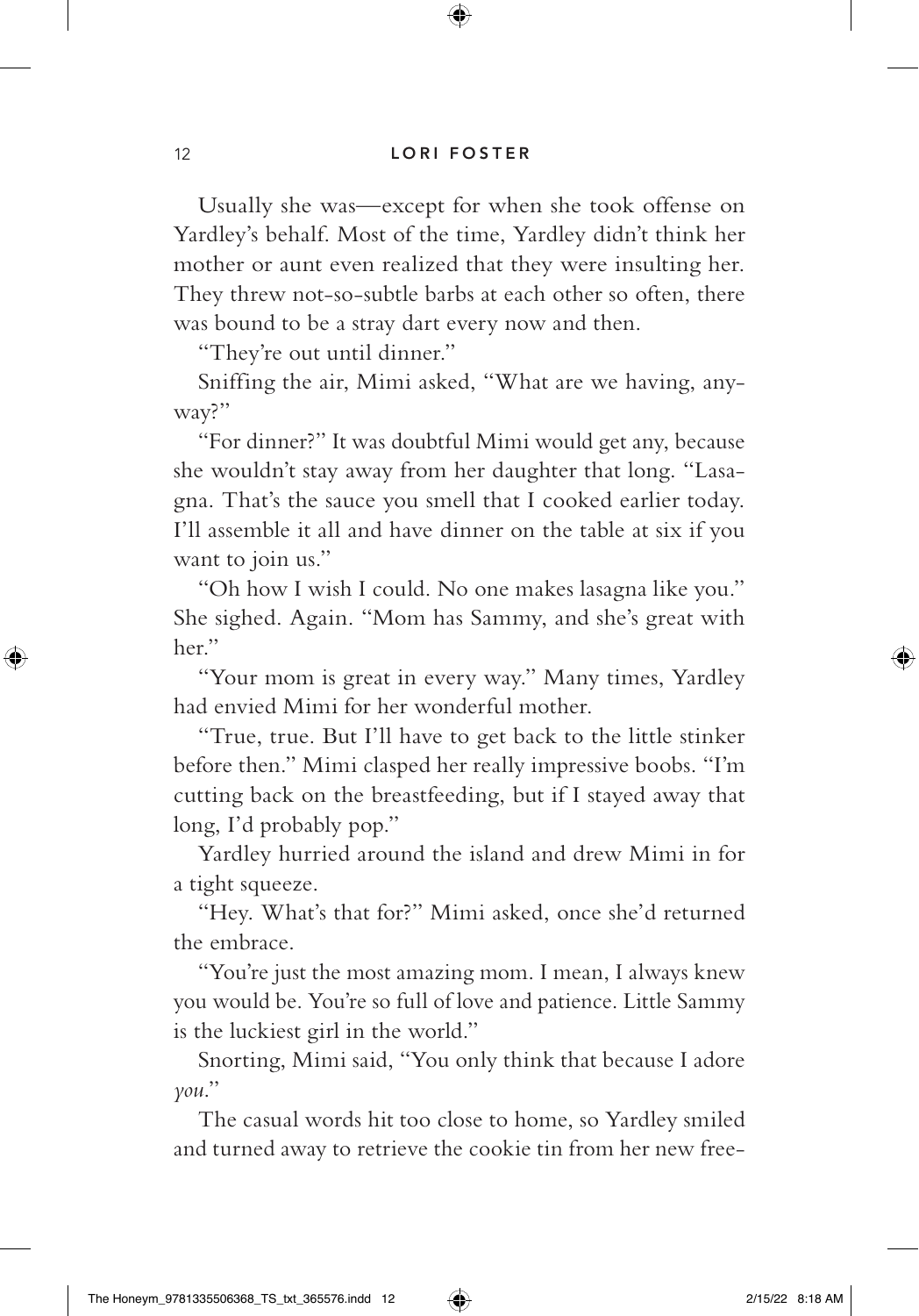Usually she was—except for when she took offense on Yardley's behalf. Most of the time, Yardley didn't think her mother or aunt even realized that they were insulting her. They threw not-so-subtle barbs at each other so often, there was bound to be a stray dart every now and then.

"They're out until dinner."

Sniffing the air, Mimi asked, "What are we having, anyway?"

"For dinner?" It was doubtful Mimi would get any, because she wouldn't stay away from her daughter that long. "Lasagna. That's the sauce you smell that I cooked earlier today. I'll assemble it all and have dinner on the table at six if you want to join us."

"Oh how I wish I could. No one makes lasagna like you." She sighed. Again. "Mom has Sammy, and she's great with her."

"Your mom is great in every way." Many times, Yardley had envied Mimi for her wonderful mother.

"True, true. But I'll have to get back to the little stinker before then." Mimi clasped her really impressive boobs. "I'm cutting back on the breastfeeding, but if I stayed away that long, I'd probably pop."

Yardley hurried around the island and drew Mimi in for a tight squeeze.

"Hey. What's that for?" Mimi asked, once she'd returned the embrace.

"You're just the most amazing mom. I mean, I always knew you would be. You're so full of love and patience. Little Sammy is the luckiest girl in the world."

Snorting, Mimi said, "You only think that because I adore *you*."

The casual words hit too close to home, so Yardley smiled and turned away to retrieve the cookie tin from her new free-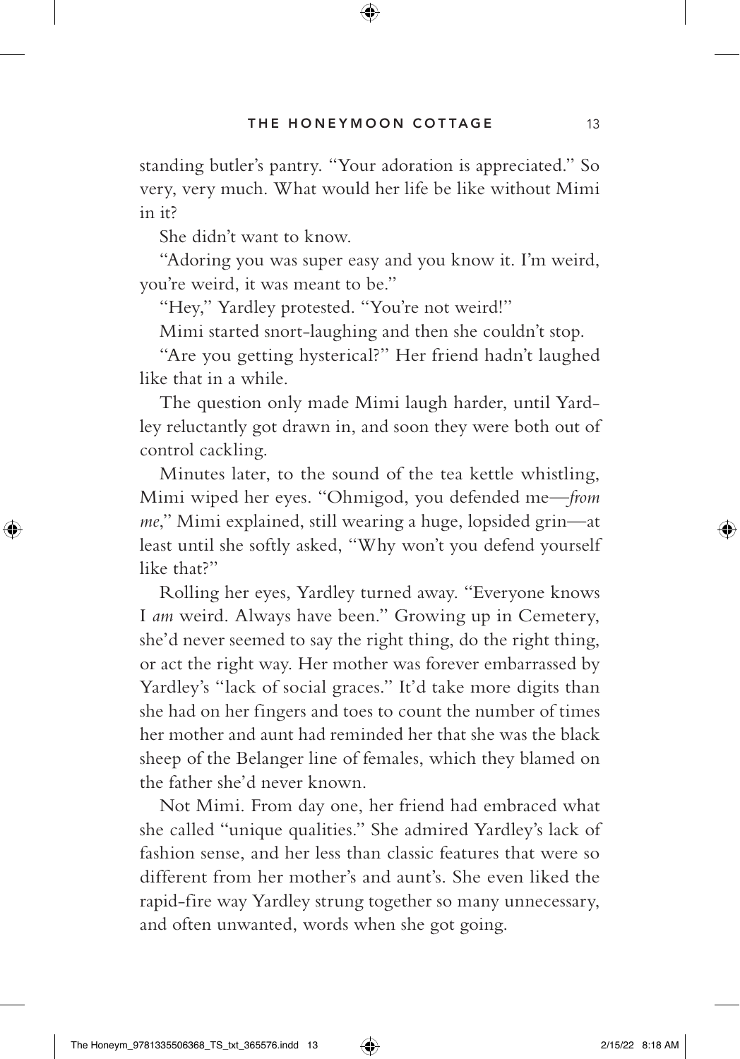standing butler's pantry. "Your adoration is appreciated." So very, very much. What would her life be like without Mimi in it?

She didn't want to know.

"Adoring you was super easy and you know it. I'm weird, you're weird, it was meant to be."

"Hey," Yardley protested. "You're not weird!"

Mimi started snort-laughing and then she couldn't stop.

"Are you getting hysterical?" Her friend hadn't laughed like that in a while.

The question only made Mimi laugh harder, until Yardley reluctantly got drawn in, and soon they were both out of control cackling.

Minutes later, to the sound of the tea kettle whistling, Mimi wiped her eyes. "Ohmigod, you defended me—*from me*," Mimi explained, still wearing a huge, lopsided grin—at least until she softly asked, "Why won't you defend yourself like that?"

Rolling her eyes, Yardley turned away. "Everyone knows I *am* weird. Always have been." Growing up in Cemetery, she'd never seemed to say the right thing, do the right thing, or act the right way. Her mother was forever embarrassed by Yardley's "lack of social graces." It'd take more digits than she had on her fingers and toes to count the number of times her mother and aunt had reminded her that she was the black sheep of the Belanger line of females, which they blamed on the father she'd never known.

Not Mimi. From day one, her friend had embraced what she called "unique qualities." She admired Yardley's lack of fashion sense, and her less than classic features that were so different from her mother's and aunt's. She even liked the rapid-fire way Yardley strung together so many unnecessary, and often unwanted, words when she got going.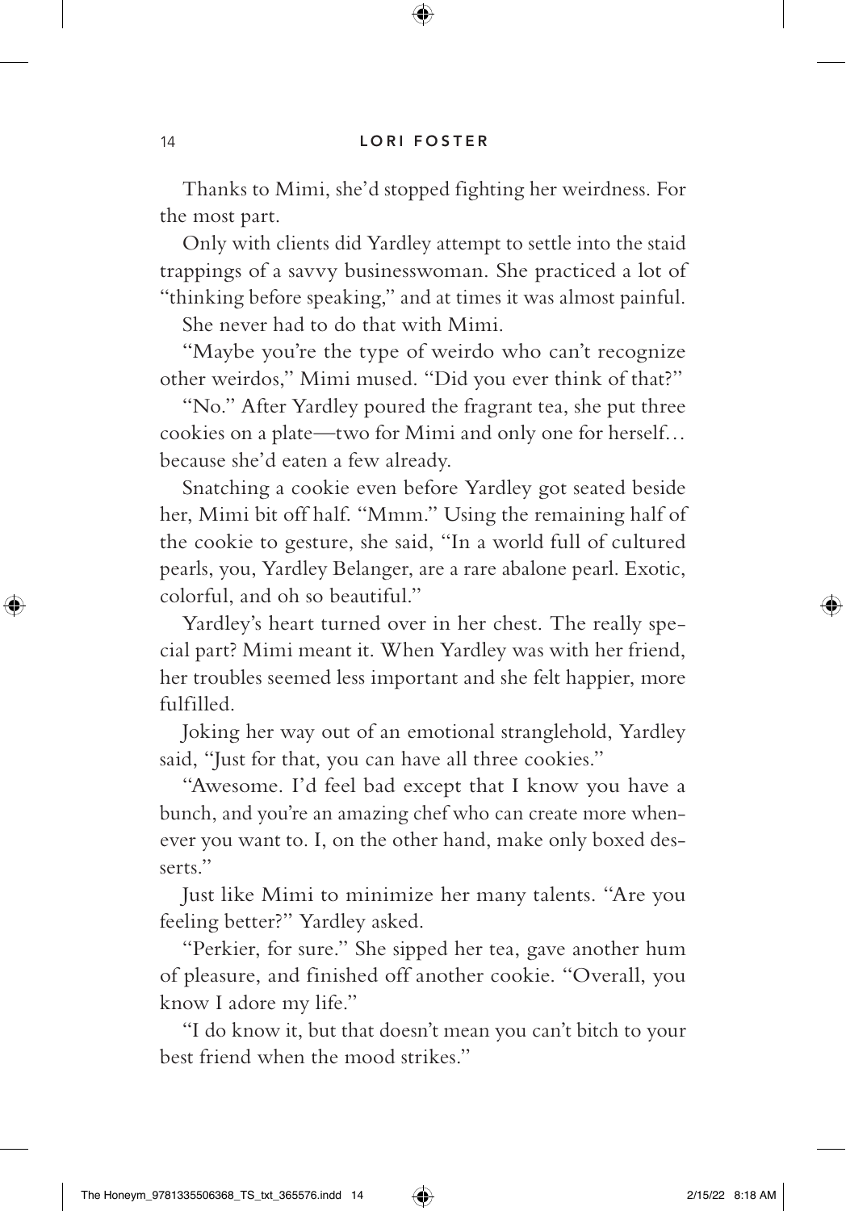Thanks to Mimi, she'd stopped fighting her weirdness. For the most part.

Only with clients did Yardley attempt to settle into the staid trappings of a savvy businesswoman. She practiced a lot of "thinking before speaking," and at times it was almost painful.

She never had to do that with Mimi.

"Maybe you're the type of weirdo who can't recognize other weirdos," Mimi mused. "Did you ever think of that?"

"No." After Yardley poured the fragrant tea, she put three cookies on a plate—two for Mimi and only one for herself… because she'd eaten a few already.

Snatching a cookie even before Yardley got seated beside her, Mimi bit off half. "Mmm." Using the remaining half of the cookie to gesture, she said, "In a world full of cultured pearls, you, Yardley Belanger, are a rare abalone pearl. Exotic, colorful, and oh so beautiful."

Yardley's heart turned over in her chest. The really special part? Mimi meant it. When Yardley was with her friend, her troubles seemed less important and she felt happier, more fulfilled.

Joking her way out of an emotional stranglehold, Yardley said, "Just for that, you can have all three cookies."

"Awesome. I'd feel bad except that I know you have a bunch, and you're an amazing chef who can create more whenever you want to. I, on the other hand, make only boxed desserts."

Just like Mimi to minimize her many talents. "Are you feeling better?" Yardley asked.

"Perkier, for sure." She sipped her tea, gave another hum of pleasure, and finished off another cookie. "Overall, you know I adore my life."

"I do know it, but that doesn't mean you can't bitch to your best friend when the mood strikes."